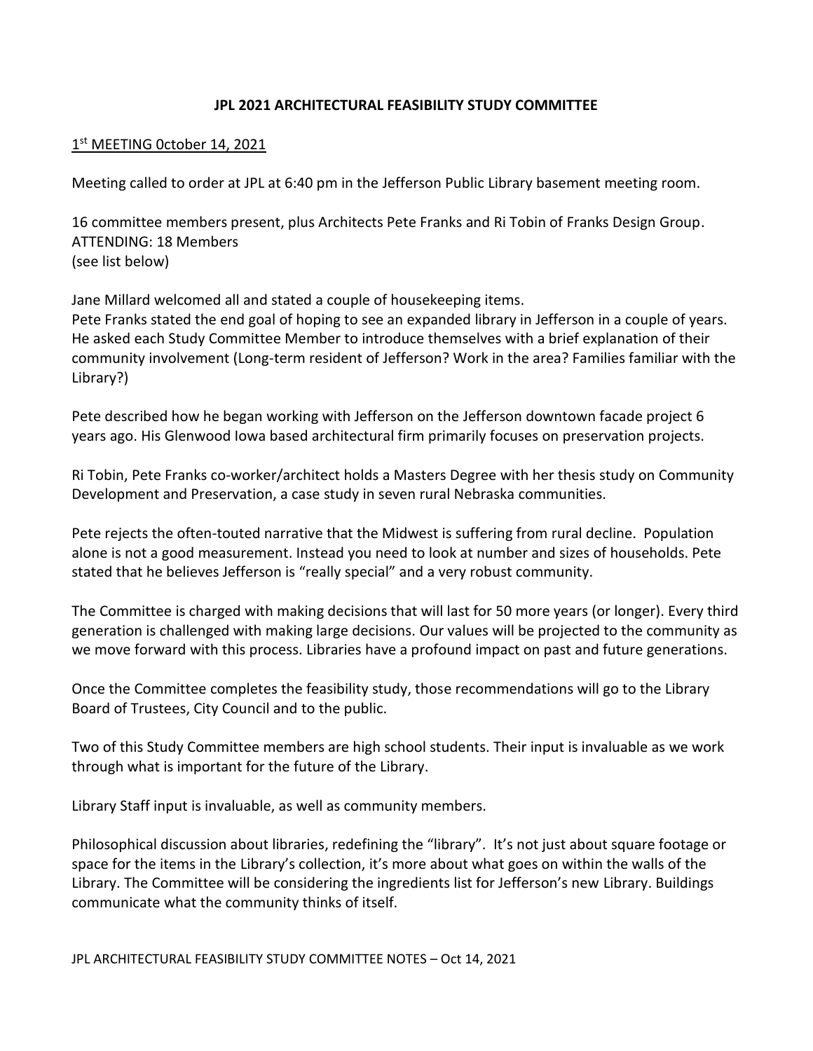# JPL 2021 ARCHITECTURAL FEASIBILITY STUDY COMMITTEE

1st MEETING 0ctober 14, 2021

Meeting called to order at JPL at 6:40 pm in the Jefferson Public Library basement meeting room.

16 committee members present, plus Architects Pete Franks and Ri Tobin of Franks Design Group.
ATTENDING: 18 Members
(see list below)

Jane Millard welcomed all and stated a couple of housekeeping items.
Pete Franks stated the end goal of hoping to see an expanded library in Jefferson in a couple of years. He asked each Study Committee Member to introduce themselves with a brief explanation of their community involvement (Long-term resident of Jefferson? Work in the area? Families familiar with the Library?)

Pete described how he began working with Jefferson on the Jefferson downtown facade project 6 years ago. His Glenwood Iowa based architectural firm primarily focuses on preservation projects.

Ri Tobin, Pete Franks co-worker/architect holds a Masters Degree with her thesis study on Community Development and Preservation, a case study in seven rural Nebraska communities.

Pete rejects the often-touted narrative that the Midwest is suffering from rural decline. Population alone is not a good measurement. Instead you need to look at number and sizes of households. Pete stated that he believes Jefferson is "really special" and a very robust community.

The Committee is charged with making decisions that will last for 50 more years (or longer). Every third generation is challenged with making large decisions. Our values will be projected to the community as we move forward with this process. Libraries have a profound impact on past and future generations.

Once the Committee completes the feasibility study, those recommendations will go to the Library Board of Trustees, City Council and to the public.

Two of this Study Committee members are high school students. Their input is invaluable as we work through what is important for the future of the Library.

Library Staff input is invaluable, as well as community members.

Philosophical discussion about libraries, redefining the "library". It's not just about square footage or space for the items in the Library's collection, it's more about what goes on within the walls of the Library. The Committee will be considering the ingredients list for Jefferson's new Library. Buildings communicate what the community thinks of itself.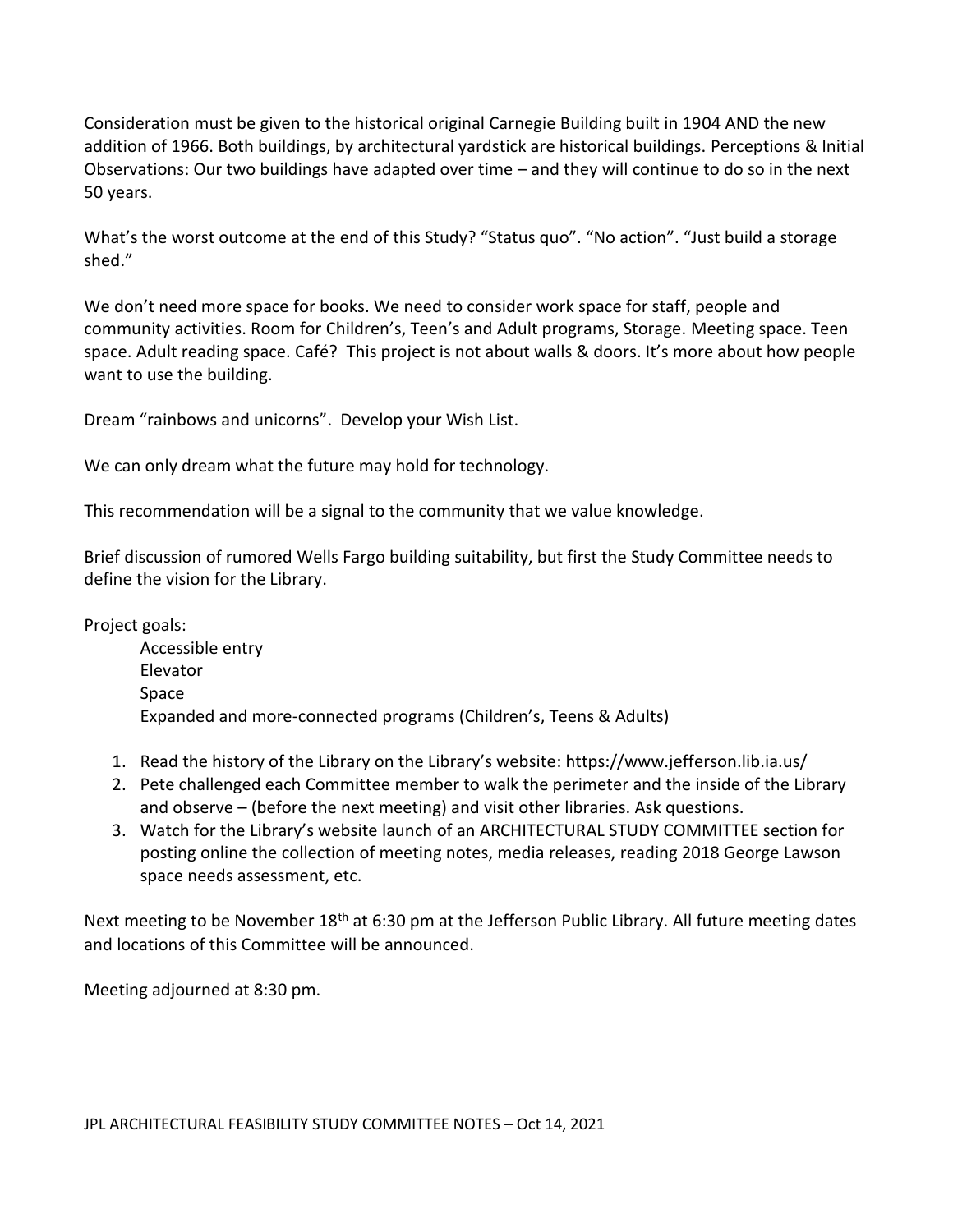Consideration must be given to the historical original Carnegie Building built in 1904 AND the new addition of 1966. Both buildings, by architectural yardstick are historical buildings. Perceptions & Initial Observations: Our two buildings have adapted over time – and they will continue to do so in the next 50 years.

What's the worst outcome at the end of this Study? "Status quo". "No action". "Just build a storage shed."

We don't need more space for books. We need to consider work space for staff, people and community activities. Room for Children's, Teen's and Adult programs, Storage. Meeting space. Teen space. Adult reading space. Café? This project is not about walls & doors. It's more about how people want to use the building.

Dream "rainbows and unicorns". Develop your Wish List.

We can only dream what the future may hold for technology.

This recommendation will be a signal to the community that we value knowledge.

Brief discussion of rumored Wells Fargo building suitability, but first the Study Committee needs to define the vision for the Library.

Project goals:

- Accessible entry
- Elevator
- Space
- Expanded and more-connected programs (Children's, Teens & Adults)

1. Read the history of the Library on the Library's website: https://www.jefferson.lib.ia.us/
2. Pete challenged each Committee member to walk the perimeter and the inside of the Library and observe – (before the next meeting) and visit other libraries. Ask questions.
3. Watch for the Library's website launch of an ARCHITECTURAL STUDY COMMITTEE section for posting online the collection of meeting notes, media releases, reading 2018 George Lawson space needs assessment, etc.

Next meeting to be November 18th at 6:30 pm at the Jefferson Public Library. All future meeting dates and locations of this Committee will be announced.

Meeting adjourned at 8:30 pm.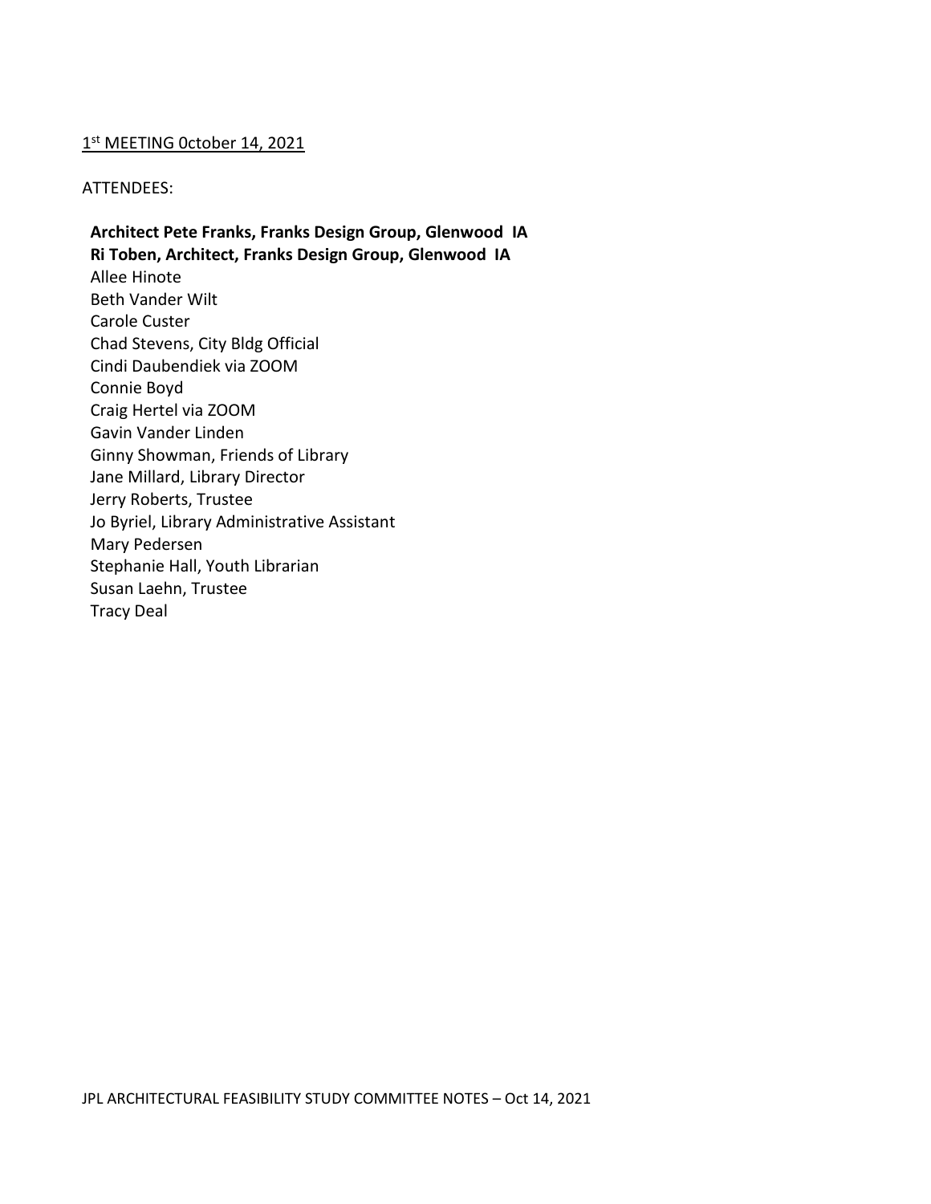1st MEETING 0ctober 14, 2021

ATTENDEES:

**Architect Pete Franks, Franks Design Group, Glenwood IA**
**Ri Toben, Architect, Franks Design Group, Glenwood IA**
Allee Hinote
Beth Vander Wilt
Carole Custer
Chad Stevens, City Bldg Official
Cindi Daubendiek via ZOOM
Connie Boyd
Craig Hertel via ZOOM
Gavin Vander Linden
Ginny Showman, Friends of Library
Jane Millard, Library Director
Jerry Roberts, Trustee
Jo Byriel, Library Administrative Assistant
Mary Pedersen
Stephanie Hall, Youth Librarian
Susan Laehn, Trustee
Tracy Deal